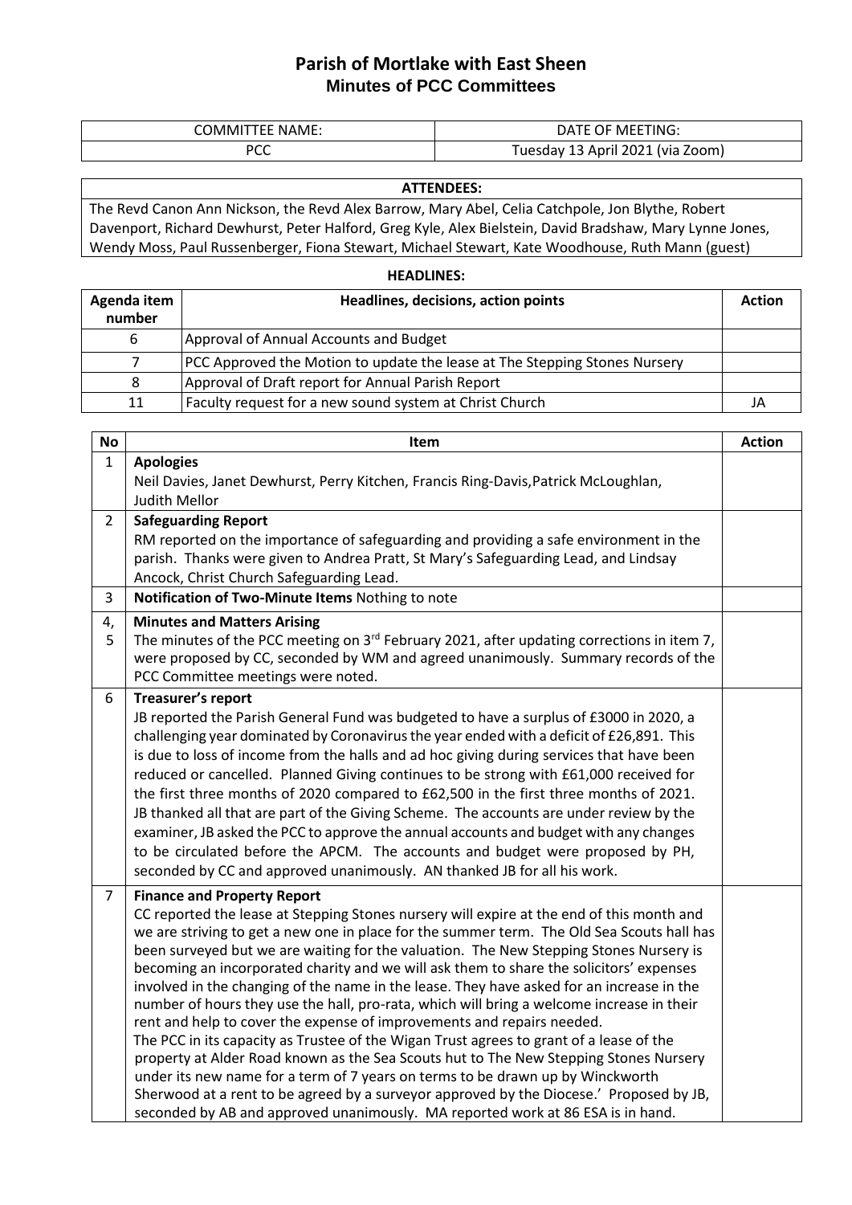# Parish of Mortlake with East Sheen
## Minutes of PCC Committees

| COMMITTEE NAME: | DATE OF MEETING: |
|---|---|
| PCC | Tuesday 13 April 2021 (via Zoom) |

| ATTENDEES: |
|---|
| The Revd Canon Ann Nickson, the Revd Alex Barrow, Mary Abel, Celia Catchpole, Jon Blythe, Robert Davenport, Richard Dewhurst, Peter Halford, Greg Kyle, Alex Bielstein, David Bradshaw, Mary Lynne Jones, Wendy Moss, Paul Russenberger, Fiona Stewart, Michael Stewart, Kate Woodhouse, Ruth Mann (guest) |

**HEADLINES:**

| Agenda item number | Headlines, decisions, action points | Action |
|---|---|---|
| 6 | Approval of Annual Accounts and Budget | |
| 7 | PCC Approved the Motion to update the lease at The Stepping Stones Nursery | |
| 8 | Approval of Draft report for Annual Parish Report | |
| 11 | Faculty request for a new sound system at Christ Church | JA |

| No | Item | Action |
|---|---|---|
| 1 | **Apologies**<br>Neil Davies, Janet Dewhurst, Perry Kitchen, Francis Ring-Davis,Patrick McLoughlan, Judith Mellor | |
| 2 | **Safeguarding Report**<br>RM reported on the importance of safeguarding and providing a safe environment in the parish. Thanks were given to Andrea Pratt, St Mary's Safeguarding Lead, and Lindsay Ancock, Christ Church Safeguarding Lead. | |
| 3 | **Notification of Two-Minute Items** Nothing to note | |
| 4, 5 | **Minutes and Matters Arising**<br>The minutes of the PCC meeting on 3rd February 2021, after updating corrections in item 7, were proposed by CC, seconded by WM and agreed unanimously. Summary records of the PCC Committee meetings were noted. | |
| 6 | **Treasurer's report**<br>JB reported the Parish General Fund was budgeted to have a surplus of £3000 in 2020, a challenging year dominated by Coronavirus the year ended with a deficit of £26,891. This is due to loss of income from the halls and ad hoc giving during services that have been reduced or cancelled. Planned Giving continues to be strong with £61,000 received for the first three months of 2020 compared to £62,500 in the first three months of 2021. JB thanked all that are part of the Giving Scheme. The accounts are under review by the examiner, JB asked the PCC to approve the annual accounts and budget with any changes to be circulated before the APCM. The accounts and budget were proposed by PH, seconded by CC and approved unanimously. AN thanked JB for all his work. | |
| 7 | **Finance and Property Report**<br>CC reported the lease at Stepping Stones nursery will expire at the end of this month and we are striving to get a new one in place for the summer term. The Old Sea Scouts hall has been surveyed but we are waiting for the valuation. The New Stepping Stones Nursery is becoming an incorporated charity and we will ask them to share the solicitors' expenses involved in the changing of the name in the lease. They have asked for an increase in the number of hours they use the hall, pro-rata, which will bring a welcome increase in their rent and help to cover the expense of improvements and repairs needed.<br>The PCC in its capacity as Trustee of the Wigan Trust agrees to grant of a lease of the property at Alder Road known as the Sea Scouts hut to The New Stepping Stones Nursery under its new name for a term of 7 years on terms to be drawn up by Winckworth Sherwood at a rent to be agreed by a surveyor approved by the Diocese.' Proposed by JB, seconded by AB and approved unanimously. MA reported work at 86 ESA is in hand. | |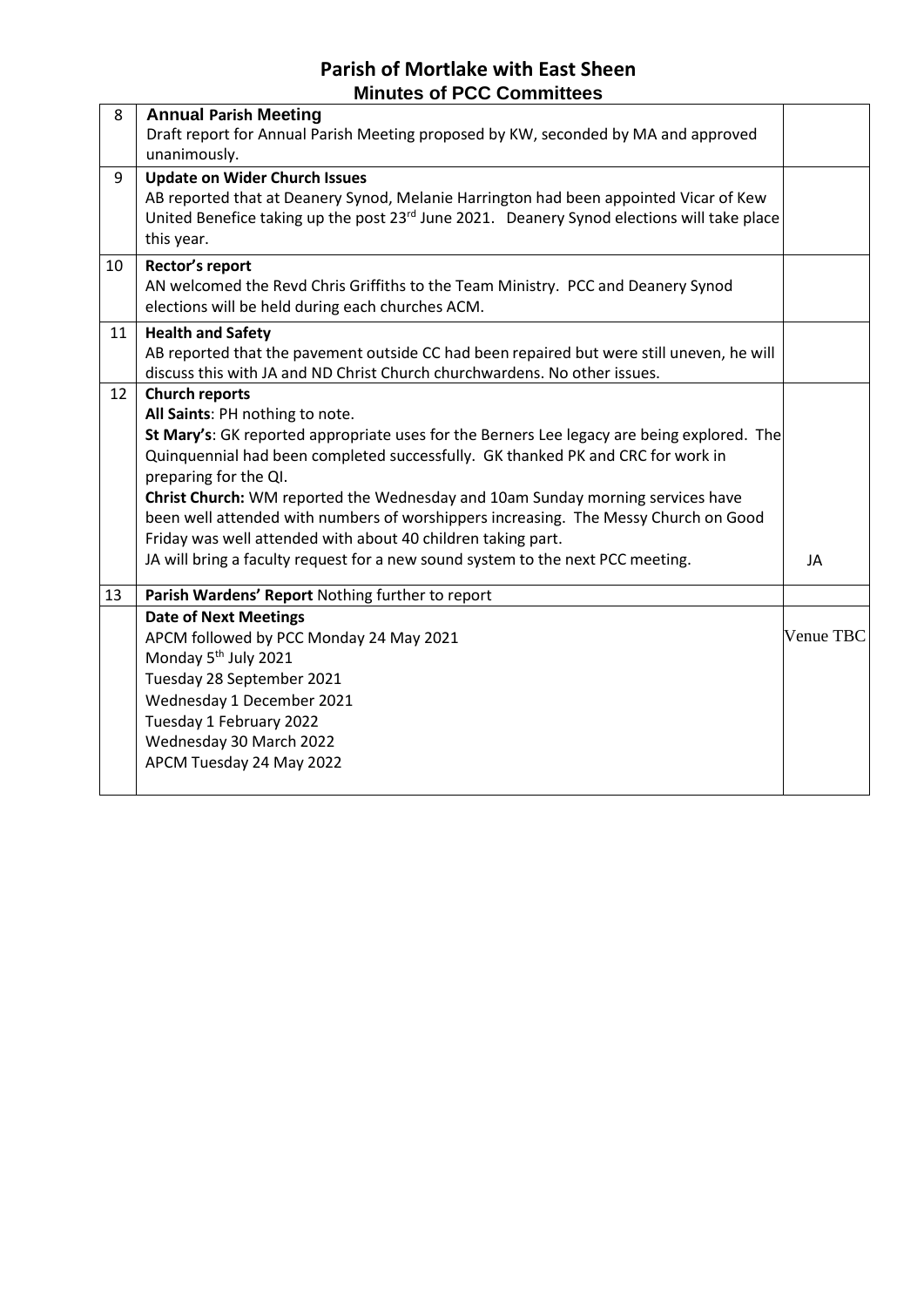# Parish of Mortlake with East Sheen
## Minutes of PCC Committees

| | | |
|---|---|---|
| 8 | **Annual Parish Meeting**<br>Draft report for Annual Parish Meeting proposed by KW, seconded by MA and approved unanimously. | |
| 9 | **Update on Wider Church Issues**<br>AB reported that at Deanery Synod, Melanie Harrington had been appointed Vicar of Kew United Benefice taking up the post 23rd June 2021. Deanery Synod elections will take place this year. | |
| 10 | **Rector's report**<br>AN welcomed the Revd Chris Griffiths to the Team Ministry. PCC and Deanery Synod elections will be held during each churches ACM. | |
| 11 | **Health and Safety**<br>AB reported that the pavement outside CC had been repaired but were still uneven, he will discuss this with JA and ND Christ Church churchwardens. No other issues. | |
| 12 | **Church reports**<br>**All Saints**: PH nothing to note.<br>**St Mary's**: GK reported appropriate uses for the Berners Lee legacy are being explored. The Quinquennial had been completed successfully. GK thanked PK and CRC for work in preparing for the QI.<br>**Christ Church:** WM reported the Wednesday and 10am Sunday morning services have been well attended with numbers of worshippers increasing. The Messy Church on Good Friday was well attended with about 40 children taking part.<br>JA will bring a faculty request for a new sound system to the next PCC meeting. | JA |
| 13 | **Parish Wardens' Report** Nothing further to report | |
| | **Date of Next Meetings**<br>APCM followed by PCC Monday 24 May 2021<br>Monday 5th July 2021<br>Tuesday 28 September 2021<br>Wednesday 1 December 2021<br>Tuesday 1 February 2022<br>Wednesday 30 March 2022<br>APCM Tuesday 24 May 2022 | Venue TBC |